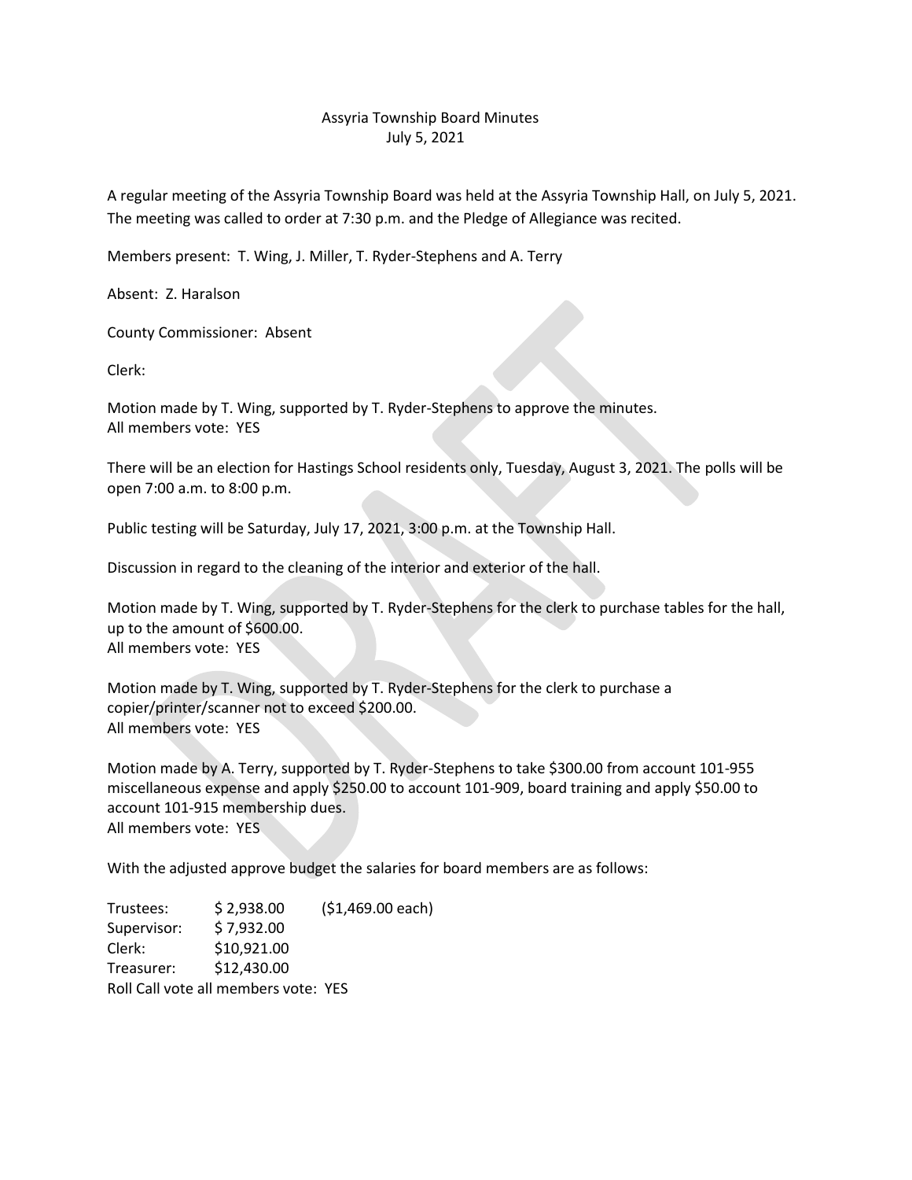# Assyria Township Board Minutes

July 5, 2021

A regular meeting of the Assyria Township Board was held at the Assyria Township Hall, on July 5, 2021. The meeting was called to order at 7:30 p.m. and the Pledge of Allegiance was recited.

Members present: T. Wing, J. Miller, T. Ryder-Stephens and A. Terry

Absent: Z. Haralson

County Commissioner: Absent

Clerk:

Motion made by T. Wing, supported by T. Ryder-Stephens to approve the minutes.
All members vote: YES

There will be an election for Hastings School residents only, Tuesday, August 3, 2021. The polls will be open 7:00 a.m. to 8:00 p.m.

Public testing will be Saturday, July 17, 2021, 3:00 p.m. at the Township Hall.

Discussion in regard to the cleaning of the interior and exterior of the hall.

Motion made by T. Wing, supported by T. Ryder-Stephens for the clerk to purchase tables for the hall, up to the amount of $600.00.
All members vote: YES

Motion made by T. Wing, supported by T. Ryder-Stephens for the clerk to purchase a copier/printer/scanner not to exceed $200.00.
All members vote: YES

Motion made by A. Terry, supported by T. Ryder-Stephens to take $300.00 from account 101-955 miscellaneous expense and apply $250.00 to account 101-909, board training and apply $50.00 to account 101-915 membership dues.
All members vote: YES

With the adjusted approve budget the salaries for board members are as follows:

| | | |
|---|---|---|
| Trustees: | $ 2,938.00 | ($1,469.00 each) |
| Supervisor: | $ 7,932.00 | |
| Clerk: | $10,921.00 | |
| Treasurer: | $12,430.00 | |

Roll Call vote all members vote: YES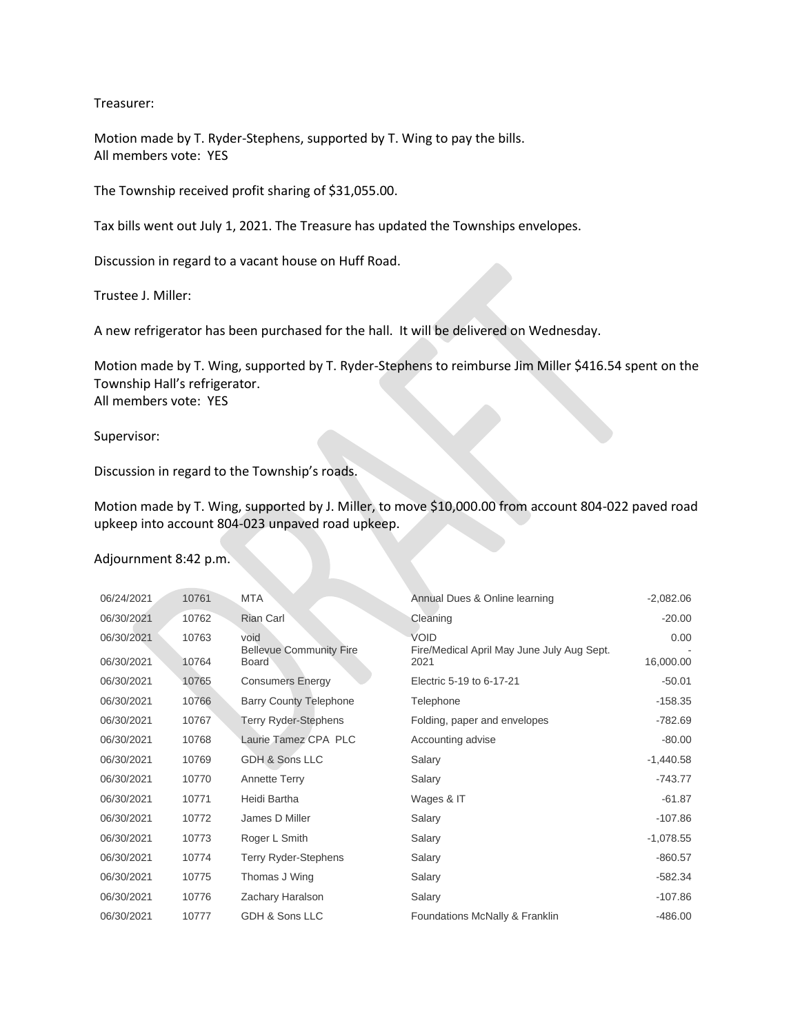Treasurer:

Motion made by T. Ryder-Stephens, supported by T. Wing to pay the bills.
All members vote: YES

The Township received profit sharing of $31,055.00.

Tax bills went out July 1, 2021. The Treasure has updated the Townships envelopes.

Discussion in regard to a vacant house on Huff Road.

Trustee J. Miller:

A new refrigerator has been purchased for the hall. It will be delivered on Wednesday.

Motion made by T. Wing, supported by T. Ryder-Stephens to reimburse Jim Miller $416.54 spent on the Township Hall's refrigerator.
All members vote: YES

Supervisor:

Discussion in regard to the Township's roads.

Motion made by T. Wing, supported by J. Miller, to move $10,000.00 from account 804-022 paved road upkeep into account 804-023 unpaved road upkeep.

Adjournment 8:42 p.m.

| | | | | |
|---|---|---|---|---|
| 06/24/2021 | 10761 | MTA | Annual Dues & Online learning | -2,082.06 |
| 06/30/2021 | 10762 | Rian Carl | Cleaning | -20.00 |
| 06/30/2021 | 10763 | void | VOID | 0.00 |
| 06/30/2021 | 10764 | Bellevue Community Fire Board | Fire/Medical April May June July Aug Sept. 2021 | -16,000.00 |
| 06/30/2021 | 10765 | Consumers Energy | Electric 5-19 to 6-17-21 | -50.01 |
| 06/30/2021 | 10766 | Barry County Telephone | Telephone | -158.35 |
| 06/30/2021 | 10767 | Terry Ryder-Stephens | Folding, paper and envelopes | -782.69 |
| 06/30/2021 | 10768 | Laurie Tamez CPA PLC | Accounting advise | -80.00 |
| 06/30/2021 | 10769 | GDH & Sons LLC | Salary | -1,440.58 |
| 06/30/2021 | 10770 | Annette Terry | Salary | -743.77 |
| 06/30/2021 | 10771 | Heidi Bartha | Wages & IT | -61.87 |
| 06/30/2021 | 10772 | James D Miller | Salary | -107.86 |
| 06/30/2021 | 10773 | Roger L Smith | Salary | -1,078.55 |
| 06/30/2021 | 10774 | Terry Ryder-Stephens | Salary | -860.57 |
| 06/30/2021 | 10775 | Thomas J Wing | Salary | -582.34 |
| 06/30/2021 | 10776 | Zachary Haralson | Salary | -107.86 |
| 06/30/2021 | 10777 | GDH & Sons LLC | Foundations McNally & Franklin | -486.00 |